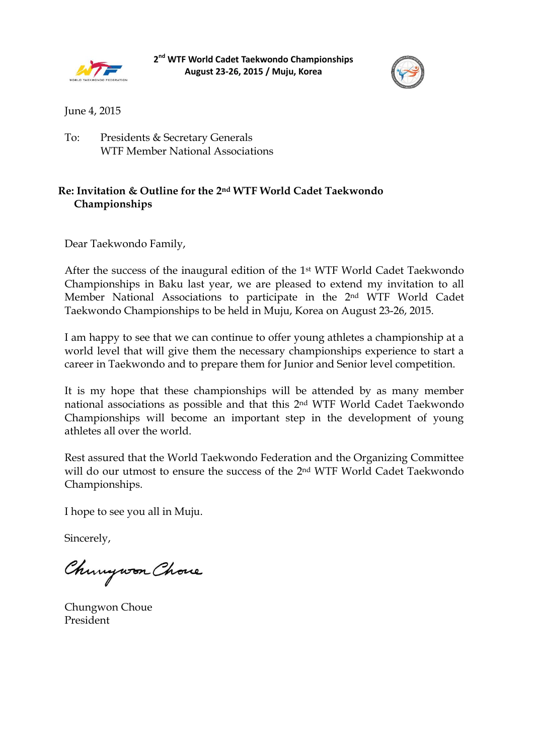**2nd WTF World Cadet Taekwondo Championships**
**August 23-26, 2015 / Muju, Korea**

June 4, 2015

To: Presidents & Secretary Generals
WTF Member National Associations

**Re: Invitation & Outline for the 2nd WTF World Cadet Taekwondo Championships**

Dear Taekwondo Family,

After the success of the inaugural edition of the 1st WTF World Cadet Taekwondo Championships in Baku last year, we are pleased to extend my invitation to all Member National Associations to participate in the 2nd WTF World Cadet Taekwondo Championships to be held in Muju, Korea on August 23-26, 2015.

I am happy to see that we can continue to offer young athletes a championship at a world level that will give them the necessary championships experience to start a career in Taekwondo and to prepare them for Junior and Senior level competition.

It is my hope that these championships will be attended by as many member national associations as possible and that this 2nd WTF World Cadet Taekwondo Championships will become an important step in the development of young athletes all over the world.

Rest assured that the World Taekwondo Federation and the Organizing Committee will do our utmost to ensure the success of the 2nd WTF World Cadet Taekwondo Championships.

I hope to see you all in Muju.

Sincerely,

Chungwon Choue
President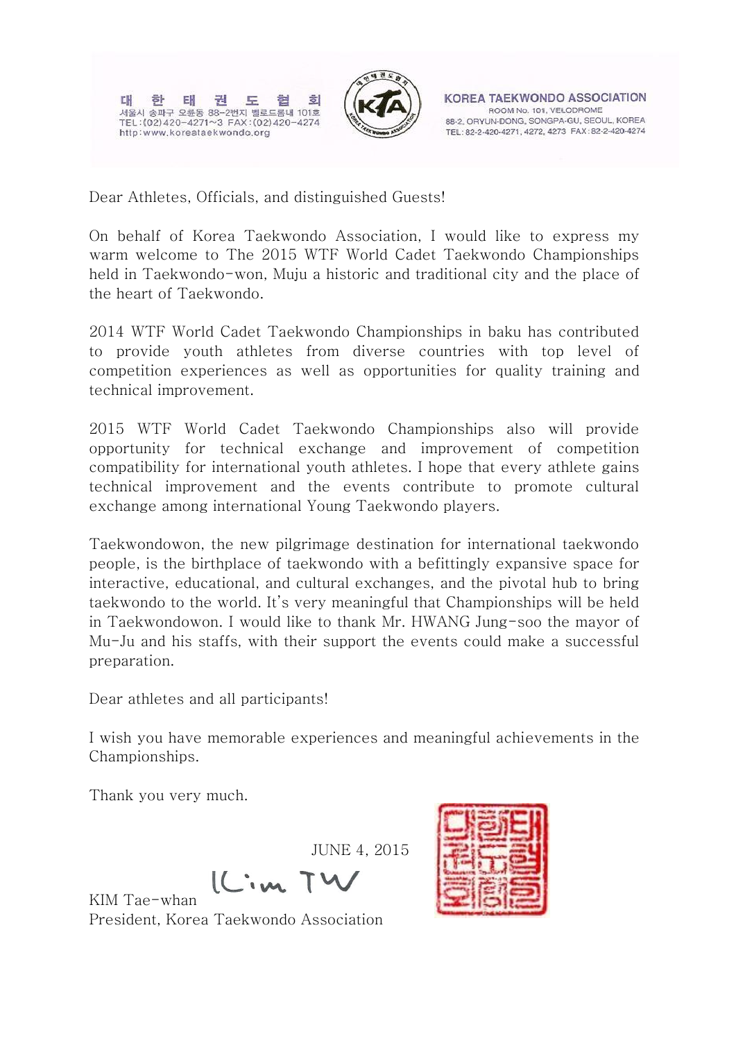대 한 태 권 도 협 회
서울시 송파구 오륜동 88-2번지 벨로드롬내 101호
TEL:(02)420-4271~3 FAX:(02)420-4274
http://www.koreataekwondo.org

KOREA TAEKWONDO ASSOCIATION
ROOM No. 101, VELODROME
88-2, ORYUN-DONG, SONGPA-GU, SEOUL, KOREA
TEL: 82-2-420-4271, 4272, 4273 FAX:82-2-420-4274

Dear Athletes, Officials, and distinguished Guests!

On behalf of Korea Taekwondo Association, I would like to express my warm welcome to The 2015 WTF World Cadet Taekwondo Championships held in Taekwondo-won, Muju a historic and traditional city and the place of the heart of Taekwondo.

2014 WTF World Cadet Taekwondo Championships in baku has contributed to provide youth athletes from diverse countries with top level of competition experiences as well as opportunities for quality training and technical improvement.

2015 WTF World Cadet Taekwondo Championships also will provide opportunity for technical exchange and improvement of competition compatibility for international youth athletes. I hope that every athlete gains technical improvement and the events contribute to promote cultural exchange among international Young Taekwondo players.

Taekwondowon, the new pilgrimage destination for international taekwondo people, is the birthplace of taekwondo with a befittingly expansive space for interactive, educational, and cultural exchanges, and the pivotal hub to bring taekwondo to the world. It's very meaningful that Championships will be held in Taekwondowon. I would like to thank Mr. HWANG Jung-soo the mayor of Mu-Ju and his staffs, with their support the events could make a successful preparation.

Dear athletes and all participants!

I wish you have memorable experiences and meaningful achievements in the Championships.

Thank you very much.

JUNE 4, 2015

KIM Tae-whan
President, Korea Taekwondo Association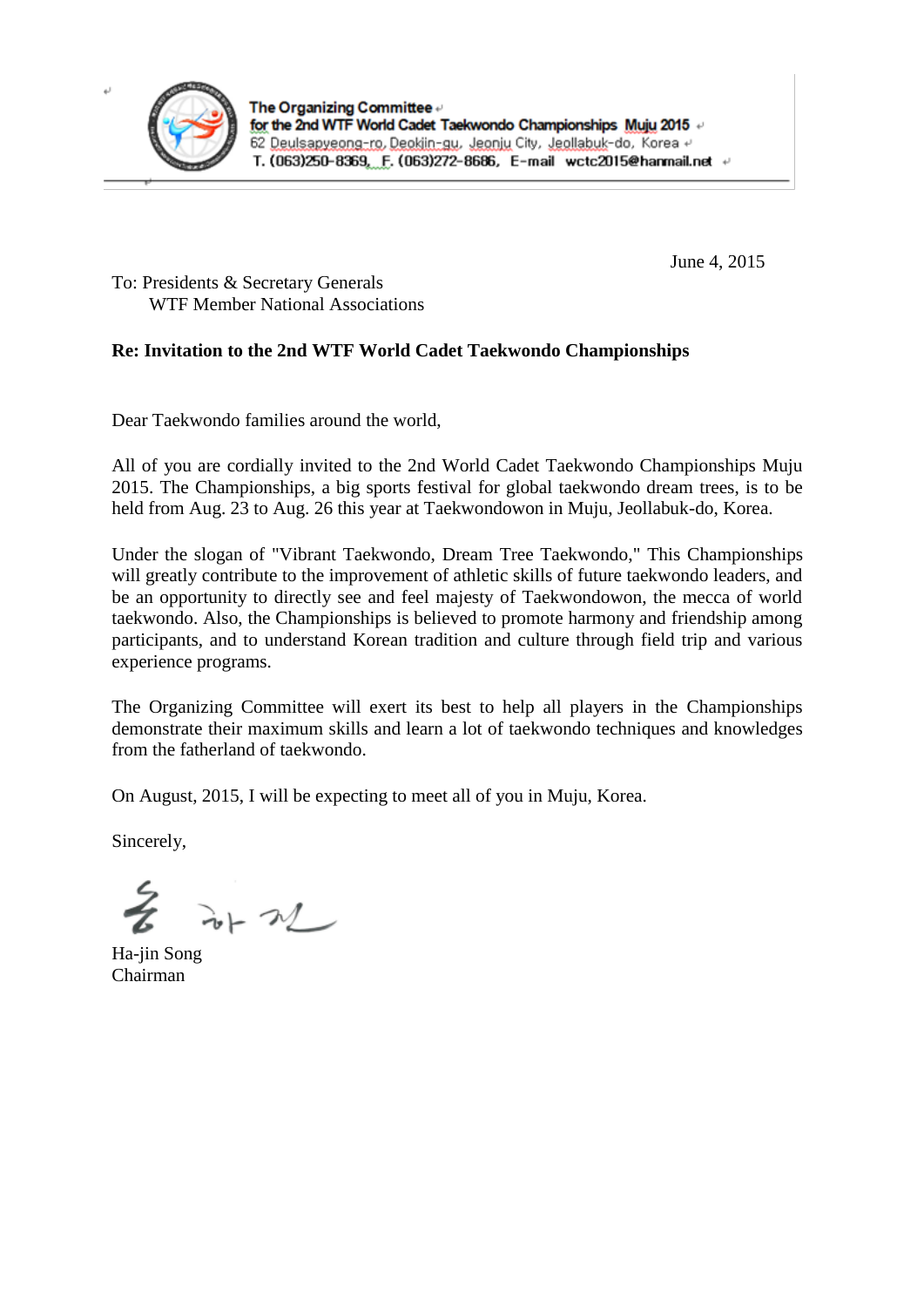**The Organizing Committee**
**for the 2nd WTF World Cadet Taekwondo Championships Muju 2015**
62 Deulsapyeong-ro, Deokjin-gu, Jeonju City, Jeollabuk-do, Korea
**T. (063)250-8369, F. (063)272-8686, E-mail wctc2015@hanmail.net**

June 4, 2015

To: Presidents & Secretary Generals
WTF Member National Associations

**Re: Invitation to the 2nd WTF World Cadet Taekwondo Championships**

Dear Taekwondo families around the world,

All of you are cordially invited to the 2nd World Cadet Taekwondo Championships Muju 2015. The Championships, a big sports festival for global taekwondo dream trees, is to be held from Aug. 23 to Aug. 26 this year at Taekwondowon in Muju, Jeollabuk-do, Korea.

Under the slogan of "Vibrant Taekwondo, Dream Tree Taekwondo," This Championships will greatly contribute to the improvement of athletic skills of future taekwondo leaders, and be an opportunity to directly see and feel majesty of Taekwondowon, the mecca of world taekwondo. Also, the Championships is believed to promote harmony and friendship among participants, and to understand Korean tradition and culture through field trip and various experience programs.

The Organizing Committee will exert its best to help all players in the Championships demonstrate their maximum skills and learn a lot of taekwondo techniques and knowledges from the fatherland of taekwondo.

On August, 2015, I will be expecting to meet all of you in Muju, Korea.

Sincerely,

Ha-jin Song
Chairman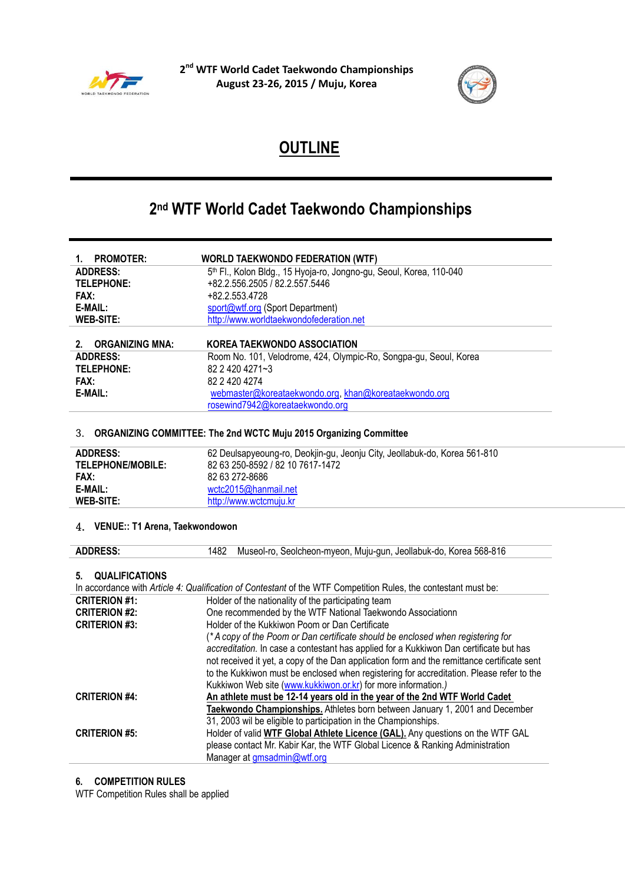2[nd] WTF World Cadet Taekwondo Championships
August 23-26, 2015 / Muju, Korea

# OUTLINE

## 2[nd] WTF World Cadet Taekwondo Championships

| | |
|---|---|
| **1. PROMOTER:** | **WORLD TAEKWONDO FEDERATION (WTF)** |
| **ADDRESS:** | 5[th] Fl., Kolon Bldg., 15 Hyoja-ro, Jongno-gu, Seoul, Korea, 110-040 |
| **TELEPHONE:** | +82.2.556.2505 / 82.2.557.5446 |
| **FAX:** | +82.2.553.4728 |
| **E-MAIL:** | sport@wtf.org (Sport Department) |
| **WEB-SITE:** | http://www.worldtaekwondofederation.net |

| | |
|---|---|
| **2. ORGANIZING MNA:** | **KOREA TAEKWONDO ASSOCIATION** |
| **ADDRESS:** | Room No. 101, Velodrome, 424, Olympic-Ro, Songpa-gu, Seoul, Korea |
| **TELEPHONE:** | 82 2 420 4271~3 |
| **FAX:** | 82 2 420 4274 |
| **E-MAIL:** | webmaster@koreataekwondo.org, khan@koreataekwondo.org rosewind7942@koreataekwondo.org |

**3. ORGANIZING COMMITTEE: The 2nd WCTC Muju 2015 Organizing Committee**

| | |
|---|---|
| **ADDRESS:** | 62 Deulsapyeoung-ro, Deokjin-gu, Jeonju City, Jeollabuk-do, Korea 561-810 |
| **TELEPHONE/MOBILE:** | 82 63 250-8592 / 82 10 7617-1472 |
| **FAX:** | 82 63 272-8686 |
| **E-MAIL:** | wctc2015@hanmail.net |
| **WEB-SITE:** | http://www.wctcmuju.kr |

**4. VENUE:: T1 Arena, Taekwondowon**

| | |
|---|---|
| **ADDRESS:** | 1482 Museol-ro, Seolcheon-myeon, Muju-gun, Jeollabuk-do, Korea 568-816 |

**5. QUALIFICATIONS**

In accordance with *Article 4: Qualification of Contestant* of the WTF Competition Rules, the contestant must be:

| | |
|---|---|
| **CRITERION #1:** | Holder of the nationality of the participating team |
| **CRITERION #2:** | One recommended by the WTF National Taekwondo Associationn |
| **CRITERION #3:** | Holder of the Kukkiwon Poom or Dan Certificate (*\*A copy of the Poom or Dan certificate should be enclosed when registering for accreditation.* In case a contestant has applied for a Kukkiwon Dan certificate but has not received it yet, a copy of the Dan application form and the remittance certificate sent to the Kukkiwon must be enclosed when registering for accreditation. Please refer to the Kukkiwon Web site (www.kukkiwon.or.kr) for more information.) |
| **CRITERION #4:** | **An athlete must be 12-14 years old in the year of the 2nd WTF World Cadet Taekwondo Championships.** Athletes born between January 1, 2001 and December 31, 2003 wil be eligible to participation in the Championships. |
| **CRITERION #5:** | Holder of valid **WTF Global Athlete Licence (GAL).** Any questions on the WTF GAL please contact Mr. Kabir Kar, the WTF Global Licence & Ranking Administration Manager at gmsadmin@wtf.org |

**6. COMPETITION RULES**

WTF Competition Rules shall be applied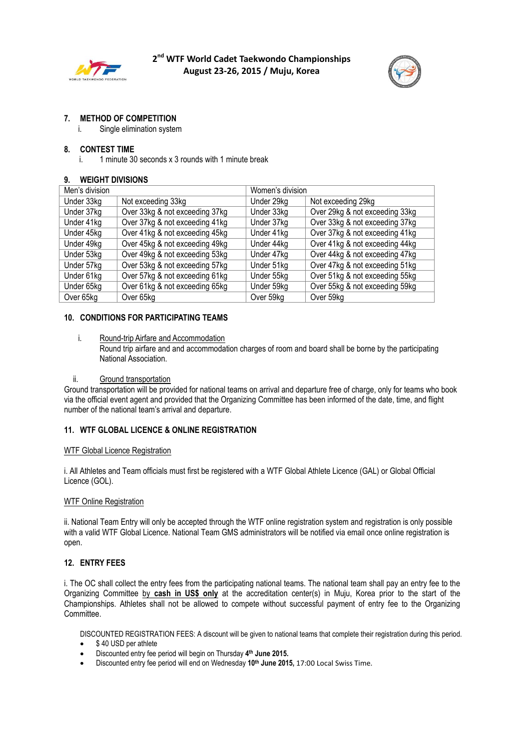## 7. METHOD OF COMPETITION

i. Single elimination system

## 8. CONTEST TIME

i. 1 minute 30 seconds x 3 rounds with 1 minute break

## 9. WEIGHT DIVISIONS

| Men's division | | Women's division | |
|---|---|---|---|
| Under 33kg | Not exceeding 33kg | Under 29kg | Not exceeding 29kg |
| Under 37kg | Over 33kg & not exceeding 37kg | Under 33kg | Over 29kg & not exceeding 33kg |
| Under 41kg | Over 37kg & not exceeding 41kg | Under 37kg | Over 33kg & not exceeding 37kg |
| Under 45kg | Over 41kg & not exceeding 45kg | Under 41kg | Over 37kg & not exceeding 41kg |
| Under 49kg | Over 45kg & not exceeding 49kg | Under 44kg | Over 41kg & not exceeding 44kg |
| Under 53kg | Over 49kg & not exceeding 53kg | Under 47kg | Over 44kg & not exceeding 47kg |
| Under 57kg | Over 53kg & not exceeding 57kg | Under 51kg | Over 47kg & not exceeding 51kg |
| Under 61kg | Over 57kg & not exceeding 61kg | Under 55kg | Over 51kg & not exceeding 55kg |
| Under 65kg | Over 61kg & not exceeding 65kg | Under 59kg | Over 55kg & not exceeding 59kg |
| Over 65kg | Over 65kg | Over 59kg | Over 59kg |

## 10. CONDITIONS FOR PARTICIPATING TEAMS

i. Round-trip Airfare and Accommodation
Round trip airfare and and accommodation charges of room and board shall be borne by the participating National Association.

ii. Ground transportation
Ground transportation will be provided for national teams on arrival and departure free of charge, only for teams who book via the official event agent and provided that the Organizing Committee has been informed of the date, time, and flight number of the national team's arrival and departure.

## 11. WTF GLOBAL LICENCE & ONLINE REGISTRATION

WTF Global Licence Registration

i. All Athletes and Team officials must first be registered with a WTF Global Athlete Licence (GAL) or Global Official Licence (GOL).

WTF Online Registration

ii. National Team Entry will only be accepted through the WTF online registration system and registration is only possible with a valid WTF Global Licence. National Team GMS administrators will be notified via email once online registration is open.

## 12. ENTRY FEES

i. The OC shall collect the entry fees from the participating national teams. The national team shall pay an entry fee to the Organizing Committee by **cash in US$ only** at the accreditation center(s) in Muju, Korea prior to the start of the Championships. Athletes shall not be allowed to compete without successful payment of entry fee to the Organizing Committee.

DISCOUNTED REGISTRATION FEES: A discount will be given to national teams that complete their registration during this period.

- $ 40 USD per athlete
- Discounted entry fee period will begin on Thursday **4th June 2015.**
- Discounted entry fee period will end on Wednesday **10th June 2015,** 17:00 Local Swiss Time.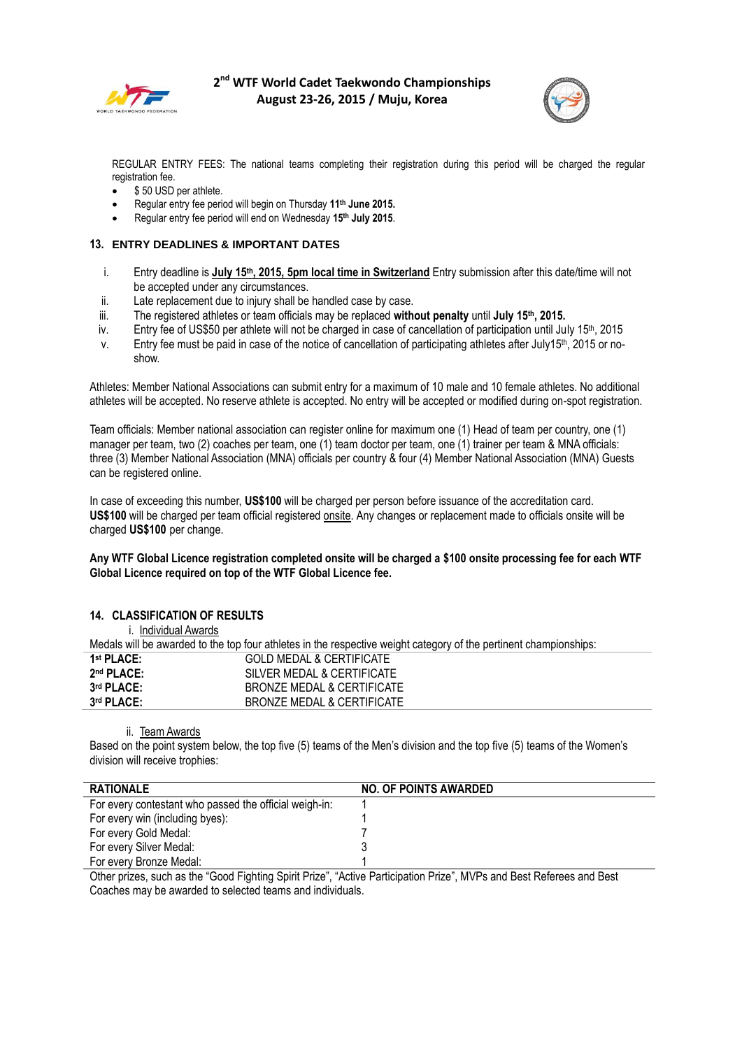REGULAR ENTRY FEES: The national teams completing their registration during this period will be charged the regular registration fee.

- $ 50 USD per athlete.
- Regular entry fee period will begin on Thursday **11th June 2015.**
- Regular entry fee period will end on Wednesday **15th July 2015**.

## 13. ENTRY DEADLINES & IMPORTANT DATES

i. Entry deadline is **July 15th, 2015, 5pm local time in Switzerland** Entry submission after this date/time will not be accepted under any circumstances.
ii. Late replacement due to injury shall be handled case by case.
iii. The registered athletes or team officials may be replaced **without penalty** until **July 15th, 2015.**
iv. Entry fee of US$50 per athlete will not be charged in case of cancellation of participation until July 15th, 2015
v. Entry fee must be paid in case of the notice of cancellation of participating athletes after July15th, 2015 or no-show.

Athletes: Member National Associations can submit entry for a maximum of 10 male and 10 female athletes. No additional athletes will be accepted. No reserve athlete is accepted. No entry will be accepted or modified during on-spot registration.

Team officials: Member national association can register online for maximum one (1) Head of team per country, one (1) manager per team, two (2) coaches per team, one (1) team doctor per team, one (1) trainer per team & MNA officials: three (3) Member National Association (MNA) officials per country & four (4) Member National Association (MNA) Guests can be registered online.

In case of exceeding this number, **US$100** will be charged per person before issuance of the accreditation card. **US$100** will be charged per team official registered onsite. Any changes or replacement made to officials onsite will be charged **US$100** per change.

**Any WTF Global Licence registration completed onsite will be charged a $100 onsite processing fee for each WTF Global Licence required on top of the WTF Global Licence fee.**

## 14. CLASSIFICATION OF RESULTS

i. Individual Awards

Medals will be awarded to the top four athletes in the respective weight category of the pertinent championships:

| | |
|---|---|
| **1st PLACE:** | GOLD MEDAL & CERTIFICATE |
| **2nd PLACE:** | SILVER MEDAL & CERTIFICATE |
| **3rd PLACE:** | BRONZE MEDAL & CERTIFICATE |
| **3rd PLACE:** | BRONZE MEDAL & CERTIFICATE |

ii. Team Awards

Based on the point system below, the top five (5) teams of the Men's division and the top five (5) teams of the Women's division will receive trophies:

| RATIONALE | NO. OF POINTS AWARDED |
|---|---|
| For every contestant who passed the official weigh-in: | 1 |
| For every win (including byes): | 1 |
| For every Gold Medal: | 7 |
| For every Silver Medal: | 3 |
| For every Bronze Medal: | 1 |

Other prizes, such as the "Good Fighting Spirit Prize", "Active Participation Prize", MVPs and Best Referees and Best Coaches may be awarded to selected teams and individuals.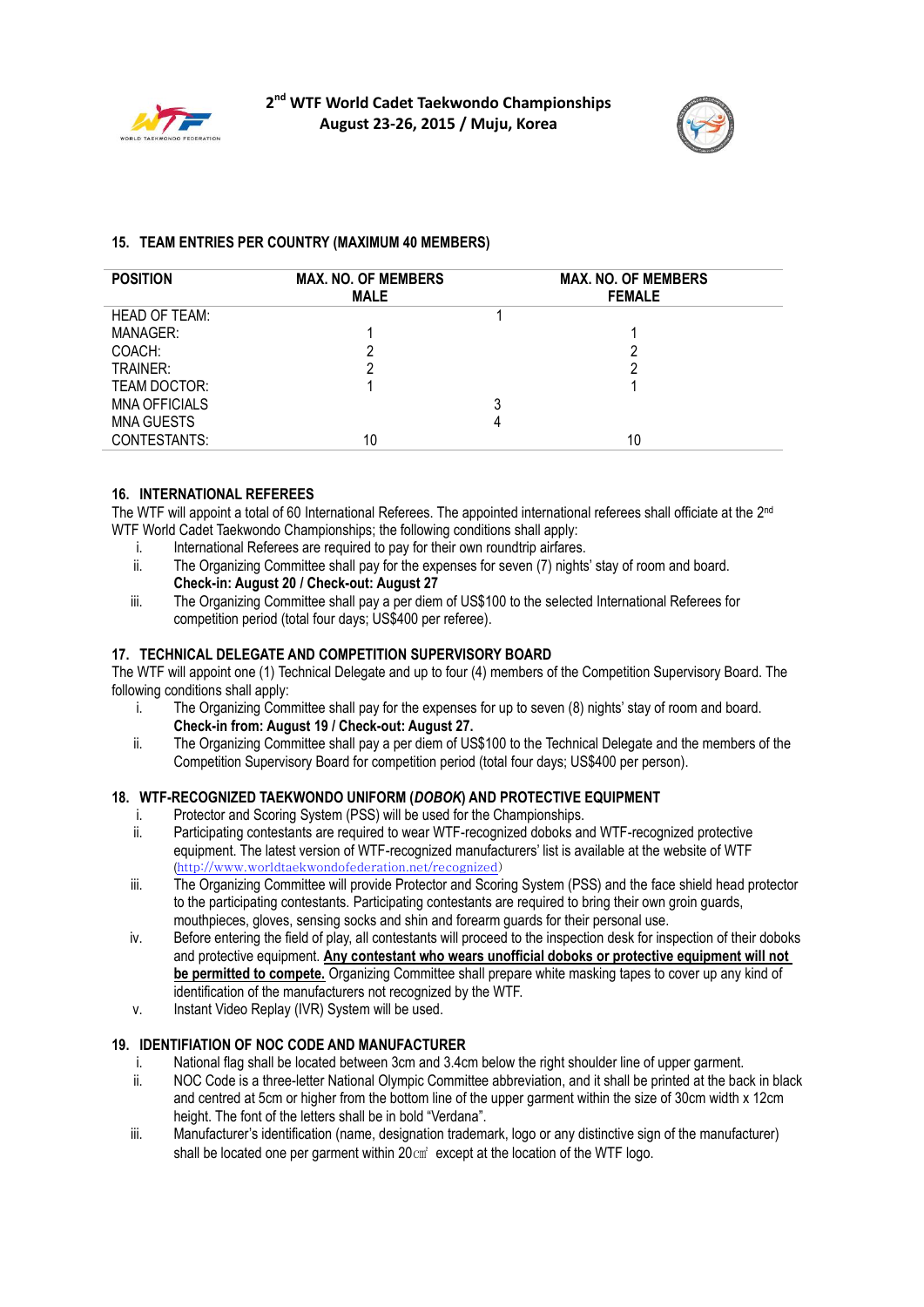## 15. TEAM ENTRIES PER COUNTRY (MAXIMUM 40 MEMBERS)

| POSITION | MAX. NO. OF MEMBERS MALE | | MAX. NO. OF MEMBERS FEMALE |
|---|---|---|---|
| HEAD OF TEAM: | | 1 | |
| MANAGER: | 1 | | 1 |
| COACH: | 2 | | 2 |
| TRAINER: | 2 | | 2 |
| TEAM DOCTOR: | 1 | | 1 |
| MNA OFFICIALS | | 3 | |
| MNA GUESTS | | 4 | |
| CONTESTANTS: | 10 | | 10 |

## 16. INTERNATIONAL REFEREES

The WTF will appoint a total of 60 International Referees. The appointed international referees shall officiate at the 2nd WTF World Cadet Taekwondo Championships; the following conditions shall apply:

i. International Referees are required to pay for their own roundtrip airfares.

ii. The Organizing Committee shall pay for the expenses for seven (7) nights' stay of room and board. **Check-in: August 20 / Check-out: August 27**

iii. The Organizing Committee shall pay a per diem of US$100 to the selected International Referees for competition period (total four days; US$400 per referee).

## 17. TECHNICAL DELEGATE AND COMPETITION SUPERVISORY BOARD

The WTF will appoint one (1) Technical Delegate and up to four (4) members of the Competition Supervisory Board. The following conditions shall apply:

i. The Organizing Committee shall pay for the expenses for up to seven (8) nights' stay of room and board. **Check-in from: August 19 / Check-out: August 27.**

ii. The Organizing Committee shall pay a per diem of US$100 to the Technical Delegate and the members of the Competition Supervisory Board for competition period (total four days; US$400 per person).

## 18. WTF-RECOGNIZED TAEKWONDO UNIFORM (*DOBOK*) AND PROTECTIVE EQUIPMENT

i. Protector and Scoring System (PSS) will be used for the Championships.

ii. Participating contestants are required to wear WTF-recognized doboks and WTF-recognized protective equipment. The latest version of WTF-recognized manufacturers' list is available at the website of WTF (http://www.worldtaekwondofederation.net/recognized)

iii. The Organizing Committee will provide Protector and Scoring System (PSS) and the face shield head protector to the participating contestants. Participating contestants are required to bring their own groin guards, mouthpieces, gloves, sensing socks and shin and forearm guards for their personal use.

iv. Before entering the field of play, all contestants will proceed to the inspection desk for inspection of their doboks and protective equipment. **Any contestant who wears unofficial doboks or protective equipment will not be permitted to compete.** Organizing Committee shall prepare white masking tapes to cover up any kind of identification of the manufacturers not recognized by the WTF.

v. Instant Video Replay (IVR) System will be used.

## 19. IDENTIFIATION OF NOC CODE AND MANUFACTURER

i. National flag shall be located between 3cm and 3.4cm below the right shoulder line of upper garment.

ii. NOC Code is a three-letter National Olympic Committee abbreviation, and it shall be printed at the back in black and centred at 5cm or higher from the bottom line of the upper garment within the size of 30cm width x 12cm height. The font of the letters shall be in bold "Verdana".

iii. Manufacturer's identification (name, designation trademark, logo or any distinctive sign of the manufacturer) shall be located one per garment within 20㎠ except at the location of the WTF logo.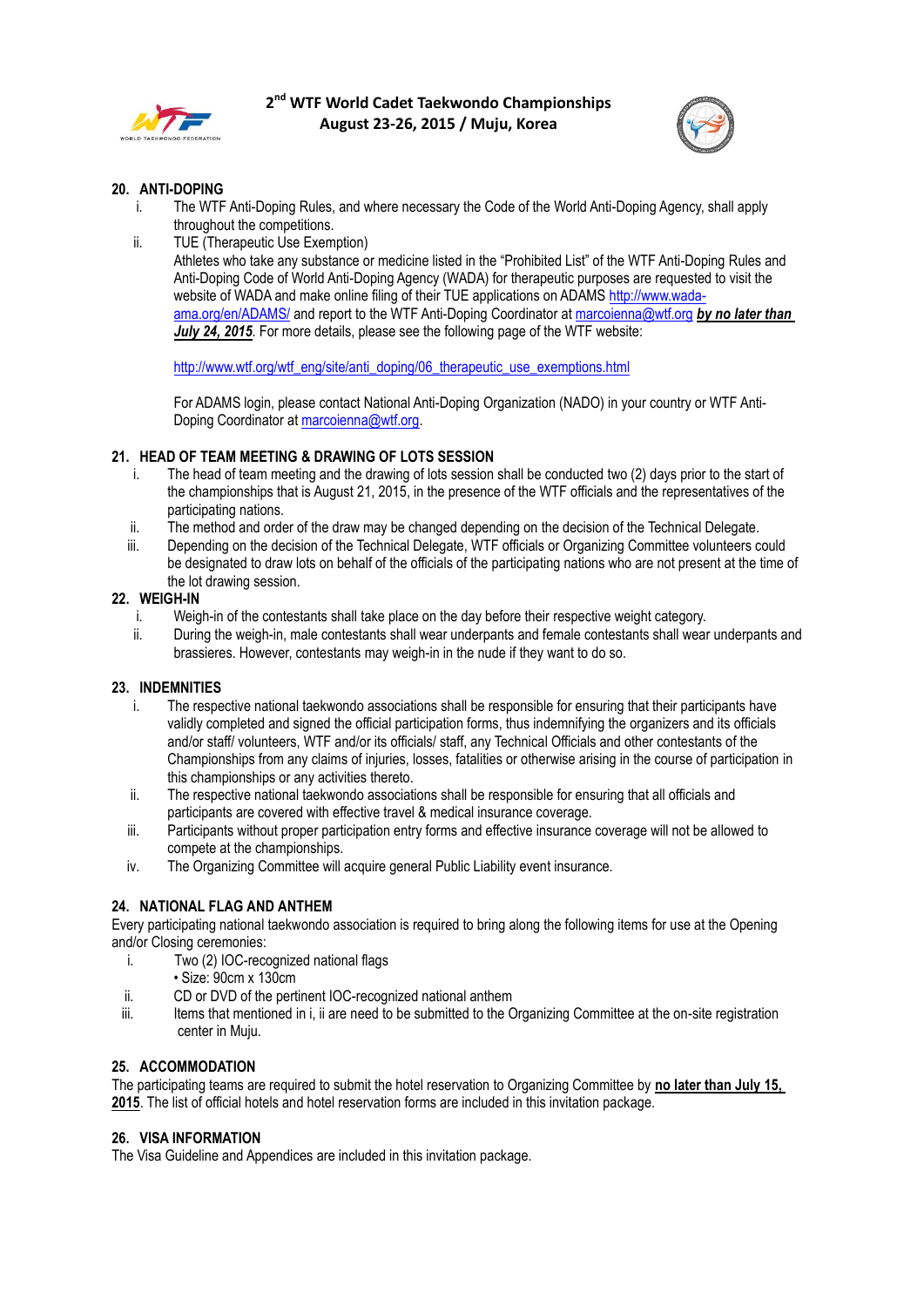## 20. ANTI-DOPING

i. The WTF Anti-Doping Rules, and where necessary the Code of the World Anti-Doping Agency, shall apply throughout the competitions.

ii. TUE (Therapeutic Use Exemption)

Athletes who take any substance or medicine listed in the "Prohibited List" of the WTF Anti-Doping Rules and Anti-Doping Code of World Anti-Doping Agency (WADA) for therapeutic purposes are requested to visit the website of WADA and make online filing of their TUE applications on ADAMS http://www.wada-ama.org/en/ADAMS/ and report to the WTF Anti-Doping Coordinator at marcoienna@wtf.org ***by no later than July 24, 2015***. For more details, please see the following page of the WTF website:

http://www.wtf.org/wtf_eng/site/anti_doping/06_therapeutic_use_exemptions.html

For ADAMS login, please contact National Anti-Doping Organization (NADO) in your country or WTF Anti-Doping Coordinator at marcoienna@wtf.org.

## 21. HEAD OF TEAM MEETING & DRAWING OF LOTS SESSION

i. The head of team meeting and the drawing of lots session shall be conducted two (2) days prior to the start of the championships that is August 21, 2015, in the presence of the WTF officials and the representatives of the participating nations.

ii. The method and order of the draw may be changed depending on the decision of the Technical Delegate.

iii. Depending on the decision of the Technical Delegate, WTF officials or Organizing Committee volunteers could be designated to draw lots on behalf of the officials of the participating nations who are not present at the time of the lot drawing session.

## 22. WEIGH-IN

i. Weigh-in of the contestants shall take place on the day before their respective weight category.

ii. During the weigh-in, male contestants shall wear underpants and female contestants shall wear underpants and brassieres. However, contestants may weigh-in in the nude if they want to do so.

## 23. INDEMNITIES

i. The respective national taekwondo associations shall be responsible for ensuring that their participants have validly completed and signed the official participation forms, thus indemnifying the organizers and its officials and/or staff/ volunteers, WTF and/or its officials/ staff, any Technical Officials and other contestants of the Championships from any claims of injuries, losses, fatalities or otherwise arising in the course of participation in this championships or any activities thereto.

ii. The respective national taekwondo associations shall be responsible for ensuring that all officials and participants are covered with effective travel & medical insurance coverage.

iii. Participants without proper participation entry forms and effective insurance coverage will not be allowed to compete at the championships.

iv. The Organizing Committee will acquire general Public Liability event insurance.

## 24. NATIONAL FLAG AND ANTHEM

Every participating national taekwondo association is required to bring along the following items for use at the Opening and/or Closing ceremonies:

i. Two (2) IOC-recognized national flags
 • Size: 90cm x 130cm

ii. CD or DVD of the pertinent IOC-recognized national anthem

iii. Items that mentioned in i, ii are need to be submitted to the Organizing Committee at the on-site registration center in Muju.

## 25. ACCOMMODATION

The participating teams are required to submit the hotel reservation to Organizing Committee by **no later than July 15, 2015**. The list of official hotels and hotel reservation forms are included in this invitation package.

## 26. VISA INFORMATION

The Visa Guideline and Appendices are included in this invitation package.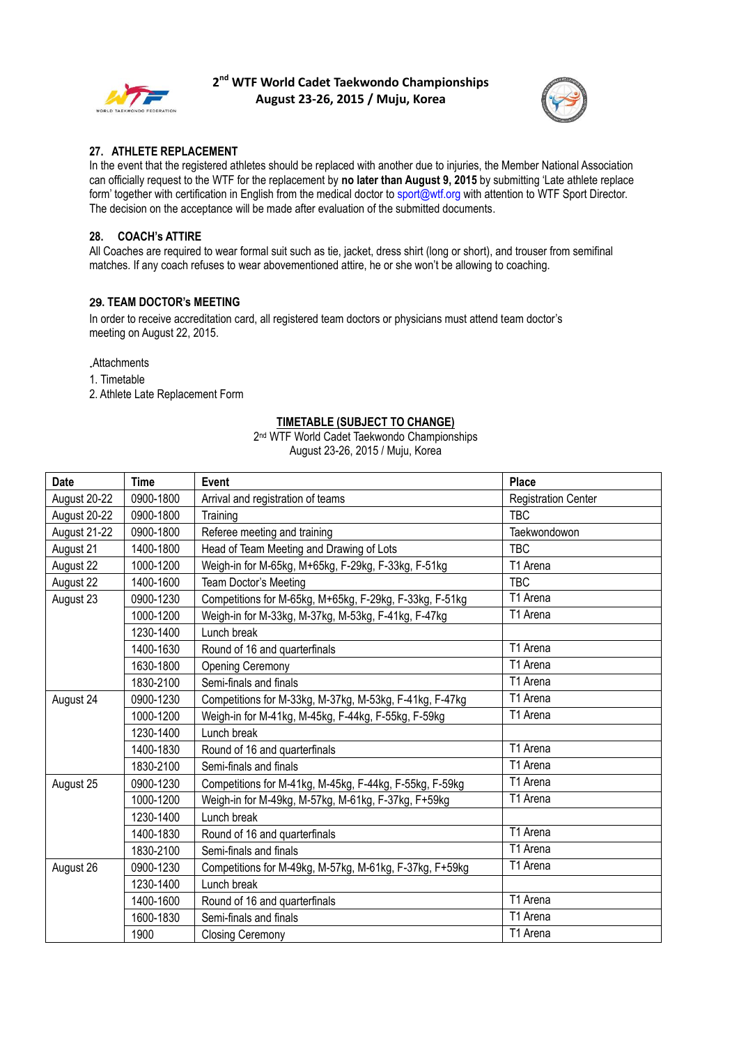## 27. ATHLETE REPLACEMENT

In the event that the registered athletes should be replaced with another due to injuries, the Member National Association can officially request to the WTF for the replacement by **no later than August 9, 2015** by submitting 'Late athlete replace form' together with certification in English from the medical doctor to sport@wtf.org with attention to WTF Sport Director. The decision on the acceptance will be made after evaluation of the submitted documents.

## 28. COACH's ATTIRE

All Coaches are required to wear formal suit such as tie, jacket, dress shirt (long or short), and trouser from semifinal matches. If any coach refuses to wear abovementioned attire, he or she won't be allowing to coaching.

## 29. TEAM DOCTOR's MEETING

In order to receive accreditation card, all registered team doctors or physicians must attend team doctor's meeting on August 22, 2015.

.Attachments

1. Timetable
2. Athlete Late Replacement Form

**TIMETABLE (SUBJECT TO CHANGE)**

2nd WTF World Cadet Taekwondo Championships
August 23-26, 2015 / Muju, Korea

| Date | Time | Event | Place |
|---|---|---|---|
| August 20-22 | 0900-1800 | Arrival and registration of teams | Registration Center |
| August 20-22 | 0900-1800 | Training | TBC |
| August 21-22 | 0900-1800 | Referee meeting and training | Taekwondowon |
| August 21 | 1400-1800 | Head of Team Meeting and Drawing of Lots | TBC |
| August 22 | 1000-1200 | Weigh-in for M-65kg, M+65kg, F-29kg, F-33kg, F-51kg | T1 Arena |
| August 22 | 1400-1600 | Team Doctor's Meeting | TBC |
| August 23 | 0900-1230 | Competitions for M-65kg, M+65kg, F-29kg, F-33kg, F-51kg | T1 Arena |
| | 1000-1200 | Weigh-in for M-33kg, M-37kg, M-53kg, F-41kg, F-47kg | T1 Arena |
| | 1230-1400 | Lunch break | |
| | 1400-1630 | Round of 16 and quarterfinals | T1 Arena |
| | 1630-1800 | Opening Ceremony | T1 Arena |
| | 1830-2100 | Semi-finals and finals | T1 Arena |
| August 24 | 0900-1230 | Competitions for M-33kg, M-37kg, M-53kg, F-41kg, F-47kg | T1 Arena |
| | 1000-1200 | Weigh-in for M-41kg, M-45kg, F-44kg, F-55kg, F-59kg | T1 Arena |
| | 1230-1400 | Lunch break | |
| | 1400-1830 | Round of 16 and quarterfinals | T1 Arena |
| | 1830-2100 | Semi-finals and finals | T1 Arena |
| August 25 | 0900-1230 | Competitions for M-41kg, M-45kg, F-44kg, F-55kg, F-59kg | T1 Arena |
| | 1000-1200 | Weigh-in for M-49kg, M-57kg, M-61kg, F-37kg, F+59kg | T1 Arena |
| | 1230-1400 | Lunch break | |
| | 1400-1830 | Round of 16 and quarterfinals | T1 Arena |
| | 1830-2100 | Semi-finals and finals | T1 Arena |
| August 26 | 0900-1230 | Competitions for M-49kg, M-57kg, M-61kg, F-37kg, F+59kg | T1 Arena |
| | 1230-1400 | Lunch break | |
| | 1400-1600 | Round of 16 and quarterfinals | T1 Arena |
| | 1600-1830 | Semi-finals and finals | T1 Arena |
| | 1900 | Closing Ceremony | T1 Arena |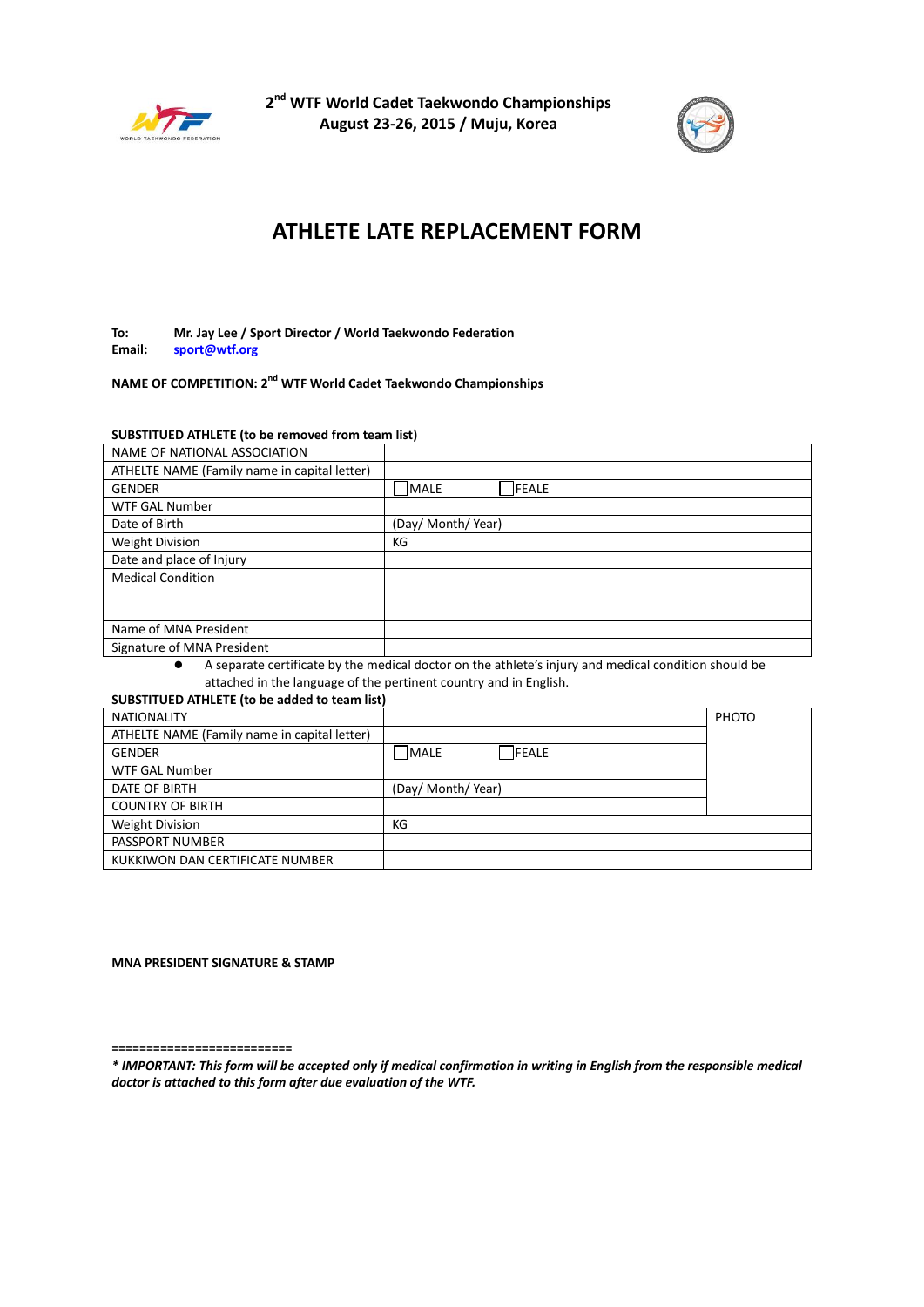2nd WTF World Cadet Taekwondo Championships
August 23-26, 2015 / Muju, Korea

# ATHLETE LATE REPLACEMENT FORM

**To:** **Mr. Jay Lee / Sport Director / World Taekwondo Federation**
**Email:** **sport@wtf.org**

**NAME OF COMPETITION: 2nd WTF World Cadet Taekwondo Championships**

**SUBSTITUED ATHLETE (to be removed from team list)**

| | |
|---|---|
| NAME OF NATIONAL ASSOCIATION | |
| ATHELTE NAME (Family name in capital letter) | |
| GENDER | ☐MALE ☐FEALE |
| WTF GAL Number | |
| Date of Birth | (Day/ Month/ Year) |
| Weight Division | KG |
| Date and place of Injury | |
| Medical Condition | |
| Name of MNA President | |
| Signature of MNA President | |

- A separate certificate by the medical doctor on the athlete's injury and medical condition should be attached in the language of the pertinent country and in English.

**SUBSTITUED ATHLETE (to be added to team list)**

| | | |
|---|---|---|
| NATIONALITY | | PHOTO |
| ATHELTE NAME (Family name in capital letter) | | |
| GENDER | ☐MALE ☐FEALE | |
| WTF GAL Number | | |
| DATE OF BIRTH | (Day/ Month/ Year) | |
| COUNTRY OF BIRTH | | |
| Weight Division | KG | |
| PASSPORT NUMBER | | |
| KUKKIWON DAN CERTIFICATE NUMBER | | |

**MNA PRESIDENT SIGNATURE & STAMP**

**==========================**

***\* IMPORTANT: This form will be accepted only if medical confirmation in writing in English from the responsible medical doctor is attached to this form after due evaluation of the WTF.***